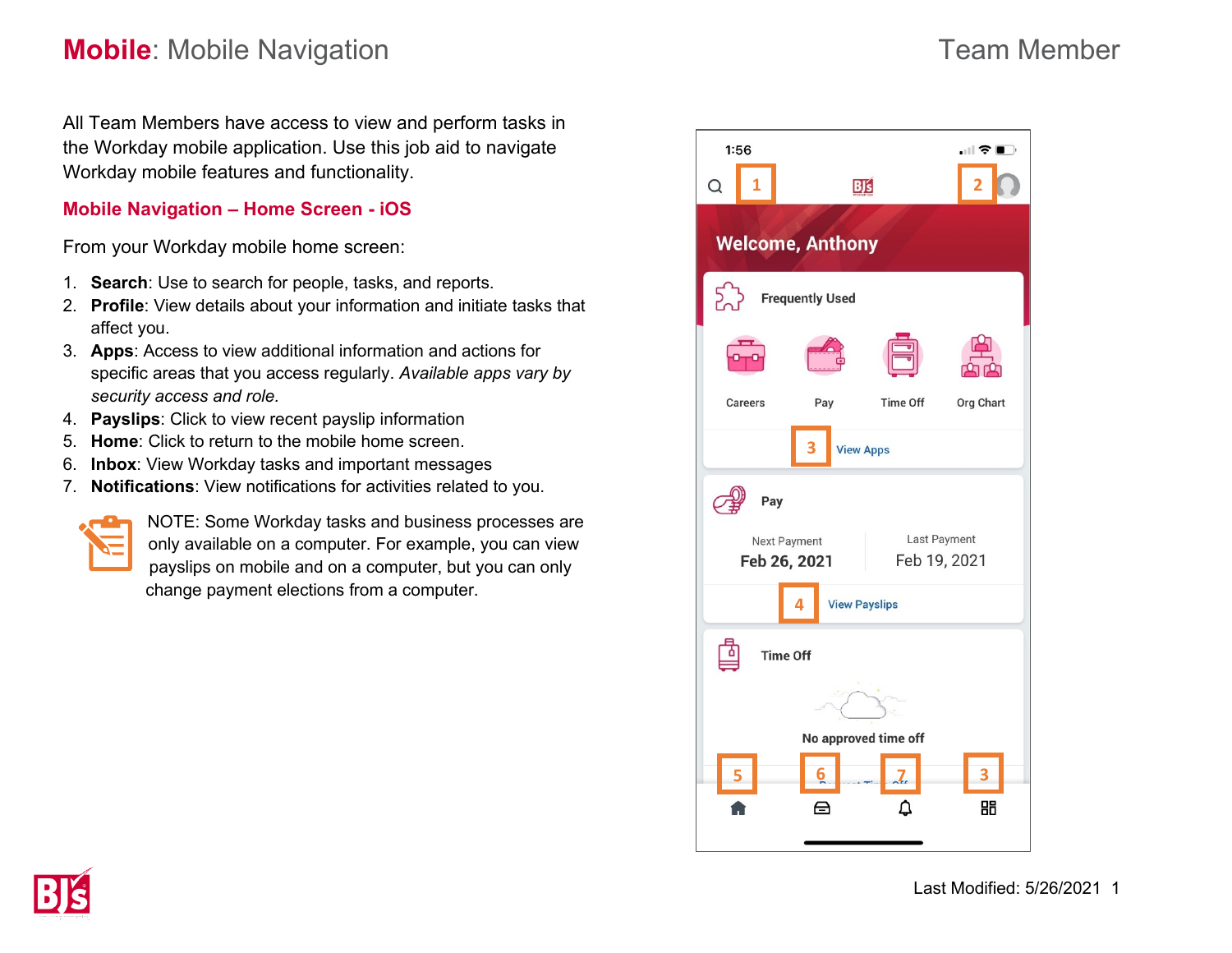# **Mobile**: Mobile Navigation

Team Member

All Team Members have access to view and perform tasks in the Workday mobile application. Use this job aid to navigate Workday mobile features and functionality.

## Mobile Navigation – Home Screen - iOS

From your Workday mobile home screen:

1. **Search**: Use to search for people, tasks, and reports.
2. **Profile**: View details about your information and initiate tasks that affect you.
3. **Apps**: Access to view additional information and actions for specific areas that you access regularly. *Available apps vary by security access and role.*
4. **Payslips**: Click to view recent payslip information
5. **Home**: Click to return to the mobile home screen.
6. **Inbox**: View Workday tasks and important messages
7. **Notifications**: View notifications for activities related to you.

NOTE: Some Workday tasks and business processes are only available on a computer. For example, you can view payslips on mobile and on a computer, but you can only change payment elections from a computer.

Last Modified: 5/26/2021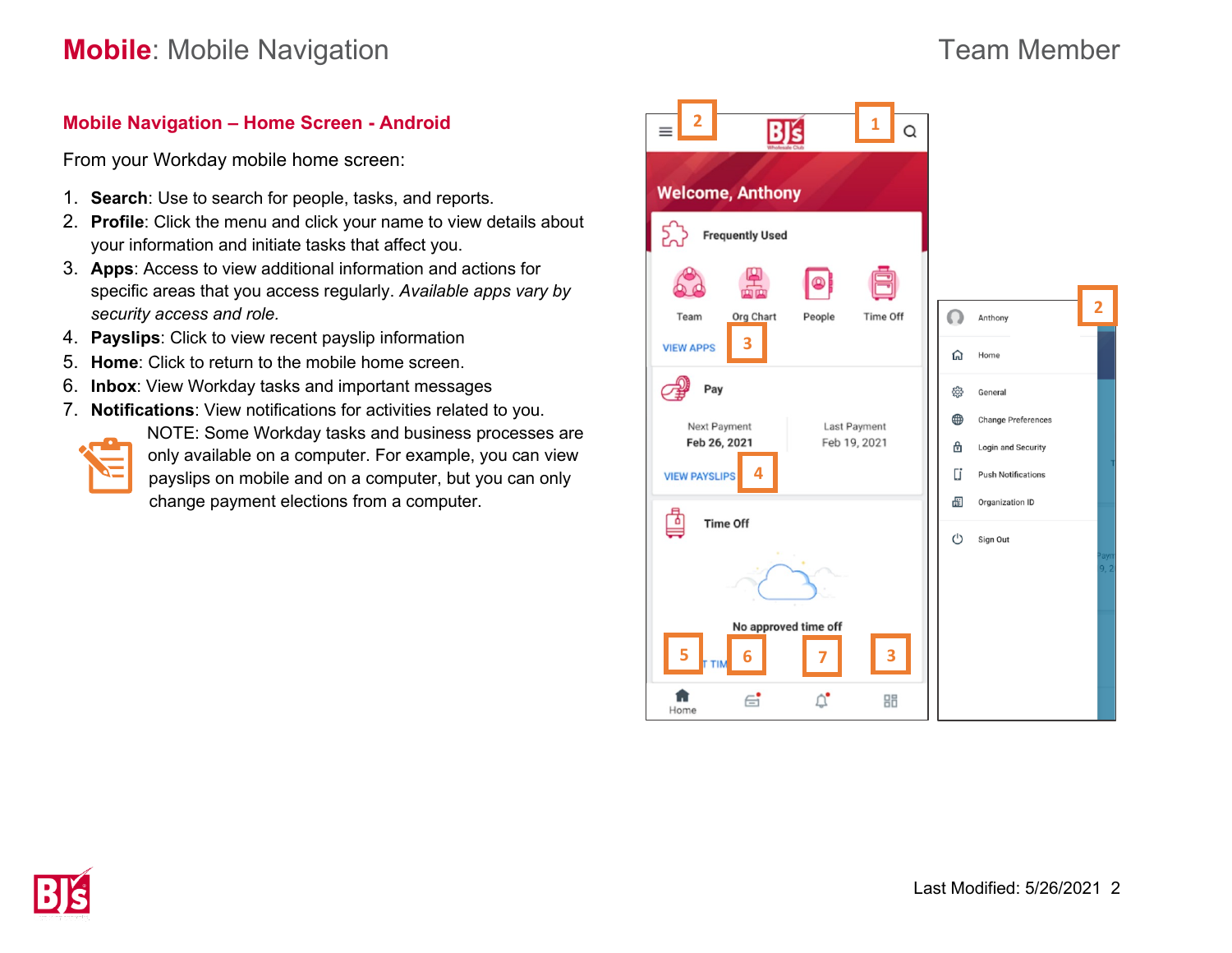# **Mobile**: Mobile Navigation

## Mobile Navigation – Home Screen - Android

From your Workday mobile home screen:

1. **Search**: Use to search for people, tasks, and reports.
2. **Profile**: Click the menu and click your name to view details about your information and initiate tasks that affect you.
3. **Apps**: Access to view additional information and actions for specific areas that you access regularly. *Available apps vary by security access and role.*
4. **Payslips**: Click to view recent payslip information
5. **Home**: Click to return to the mobile home screen.
6. **Inbox**: View Workday tasks and important messages
7. **Notifications**: View notifications for activities related to you.

NOTE: Some Workday tasks and business processes are only available on a computer. For example, you can view payslips on mobile and on a computer, but you can only change payment elections from a computer.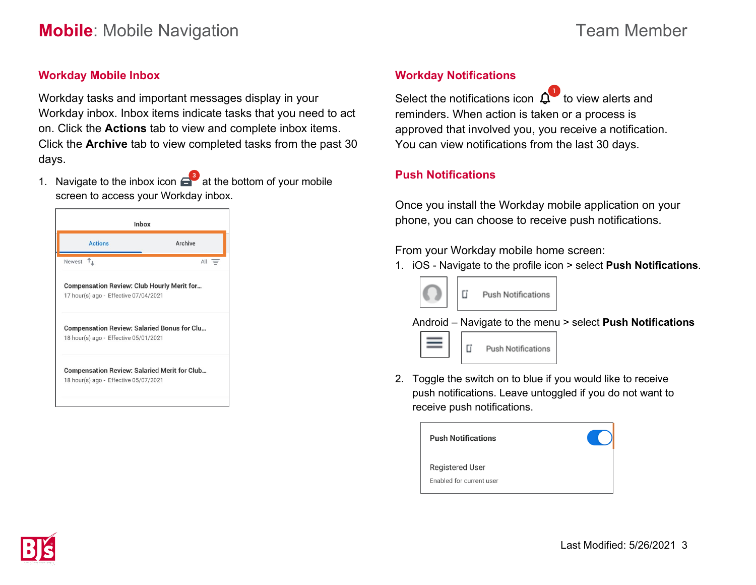# **Mobile**: Mobile Navigation

## Workday Mobile Inbox

Workday tasks and important messages display in your Workday inbox. Inbox items indicate tasks that you need to act on. Click the **Actions** tab to view and complete inbox items. Click the **Archive** tab to view completed tasks from the past 30 days.

1. Navigate to the inbox icon at the bottom of your mobile screen to access your Workday inbox.

## Workday Notifications

Select the notifications icon to view alerts and reminders. When action is taken or a process is approved that involved you, you receive a notification. You can view notifications from the last 30 days.

## Push Notifications

Once you install the Workday mobile application on your phone, you can choose to receive push notifications.

From your Workday mobile home screen:

1. iOS - Navigate to the profile icon > select **Push Notifications**.

   Android – Navigate to the menu > select **Push Notifications**

2. Toggle the switch on to blue if you would like to receive push notifications. Leave untoggled if you do not want to receive push notifications.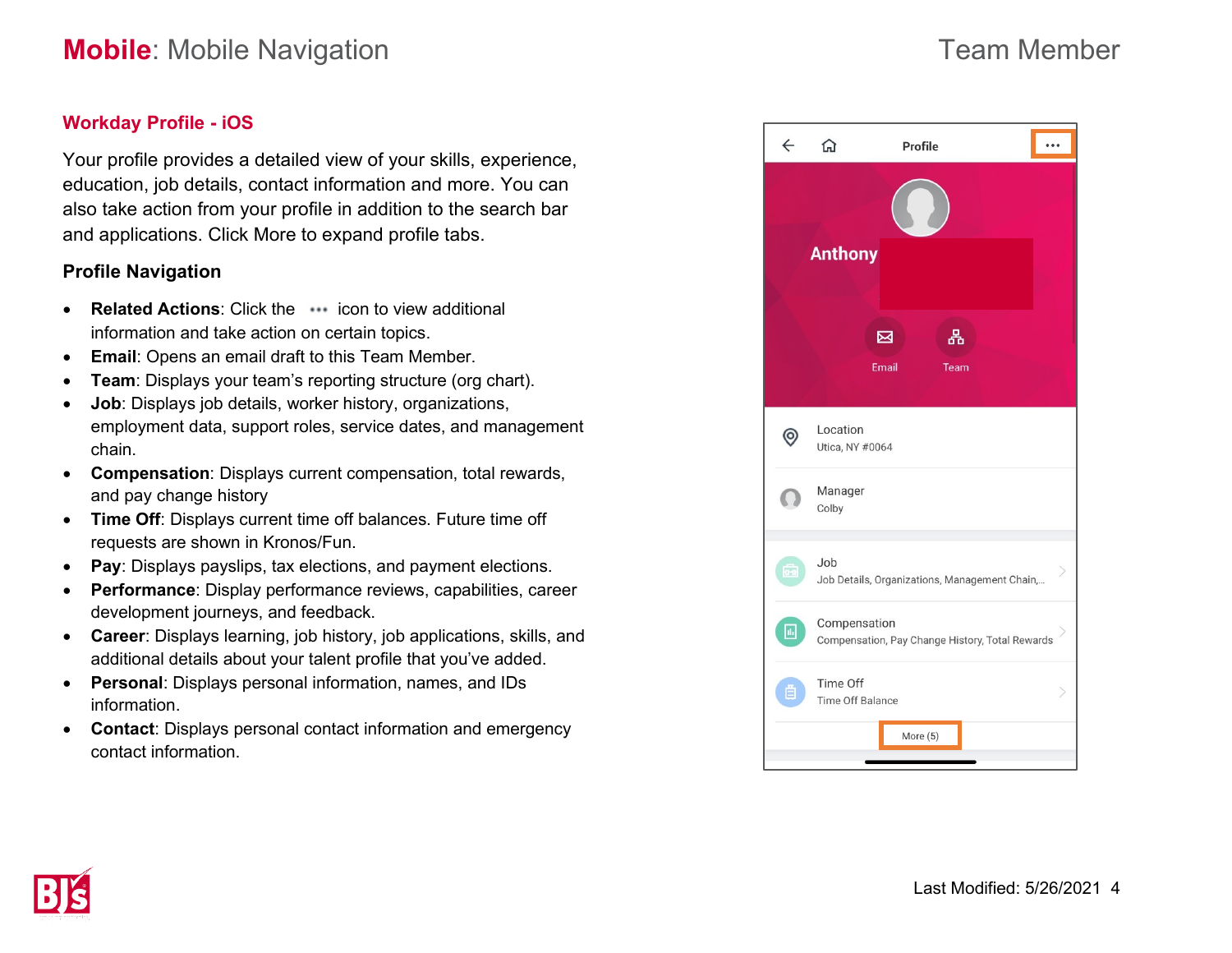# **Mobile**: Mobile Navigation

## Workday Profile - iOS

Your profile provides a detailed view of your skills, experience, education, job details, contact information and more. You can also take action from your profile in addition to the search bar and applications. Click More to expand profile tabs.

### Profile Navigation

- **Related Actions**: Click the ••• icon to view additional information and take action on certain topics.
- **Email**: Opens an email draft to this Team Member.
- **Team**: Displays your team's reporting structure (org chart).
- **Job**: Displays job details, worker history, organizations, employment data, support roles, service dates, and management chain.
- **Compensation**: Displays current compensation, total rewards, and pay change history
- **Time Off**: Displays current time off balances. Future time off requests are shown in Kronos/Fun.
- **Pay**: Displays payslips, tax elections, and payment elections.
- **Performance**: Display performance reviews, capabilities, career development journeys, and feedback.
- **Career**: Displays learning, job history, job applications, skills, and additional details about your talent profile that you've added.
- **Personal**: Displays personal information, names, and IDs information.
- **Contact**: Displays personal contact information and emergency contact information.

Profile

Anthony

Email Team

Location
Utica, NY #0064

Manager
Colby

Job
Job Details, Organizations, Management Chain,...

Compensation
Compensation, Pay Change History, Total Rewards

Time Off
Time Off Balance

More (5)

Last Modified: 5/26/2021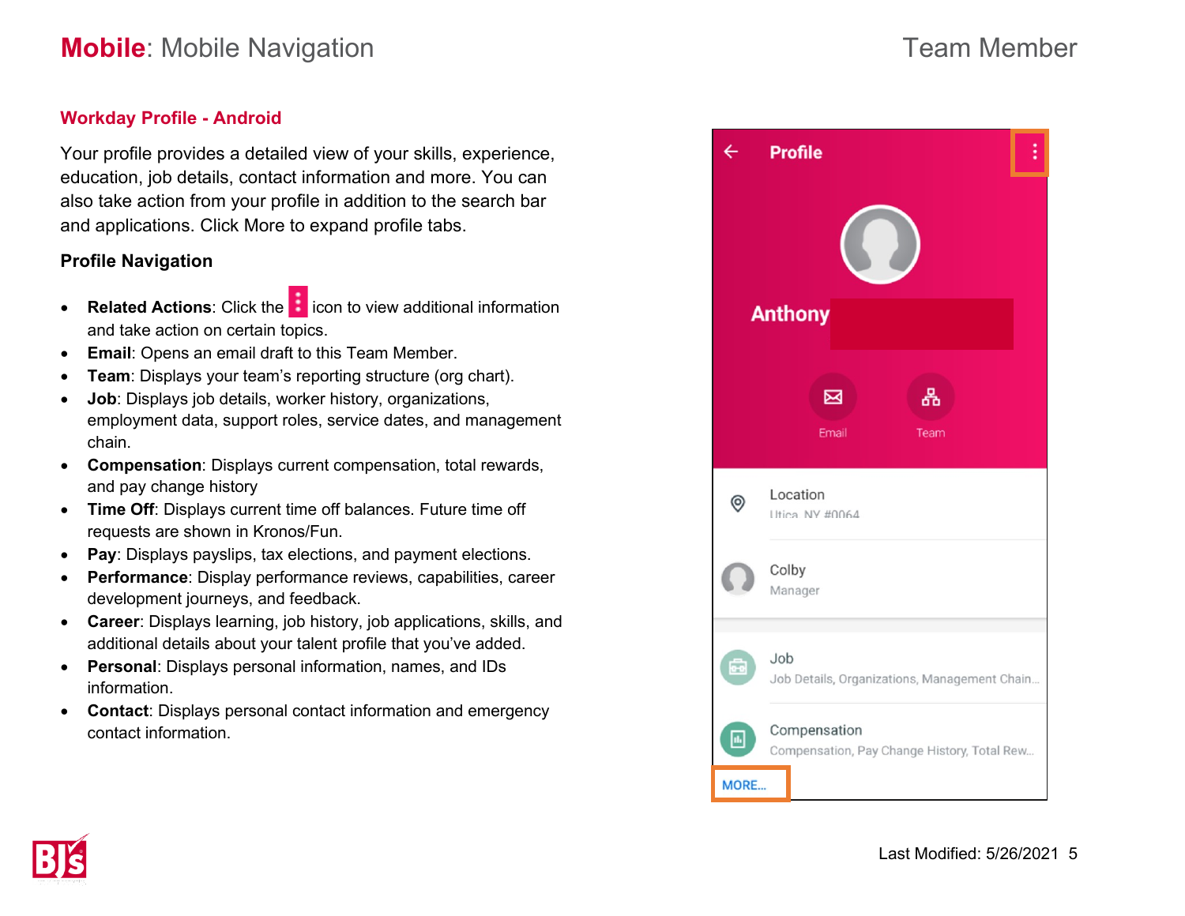# **Mobile**: Mobile Navigation

## Workday Profile - Android

Your profile provides a detailed view of your skills, experience, education, job details, contact information and more. You can also take action from your profile in addition to the search bar and applications. Click More to expand profile tabs.

### Profile Navigation

- **Related Actions**: Click the ⋮ icon to view additional information and take action on certain topics.
- **Email**: Opens an email draft to this Team Member.
- **Team**: Displays your team's reporting structure (org chart).
- **Job**: Displays job details, worker history, organizations, employment data, support roles, service dates, and management chain.
- **Compensation**: Displays current compensation, total rewards, and pay change history
- **Time Off**: Displays current time off balances. Future time off requests are shown in Kronos/Fun.
- **Pay**: Displays payslips, tax elections, and payment elections.
- **Performance**: Display performance reviews, capabilities, career development journeys, and feedback.
- **Career**: Displays learning, job history, job applications, skills, and additional details about your talent profile that you've added.
- **Personal**: Displays personal information, names, and IDs information.
- **Contact**: Displays personal contact information and emergency contact information.

Profile

Anthony

Email

Team

Location

Utica, NY #0064

Colby

Manager

Job

Job Details, Organizations, Management Chain...

Compensation

Compensation, Pay Change History, Total Rew...

MORE...